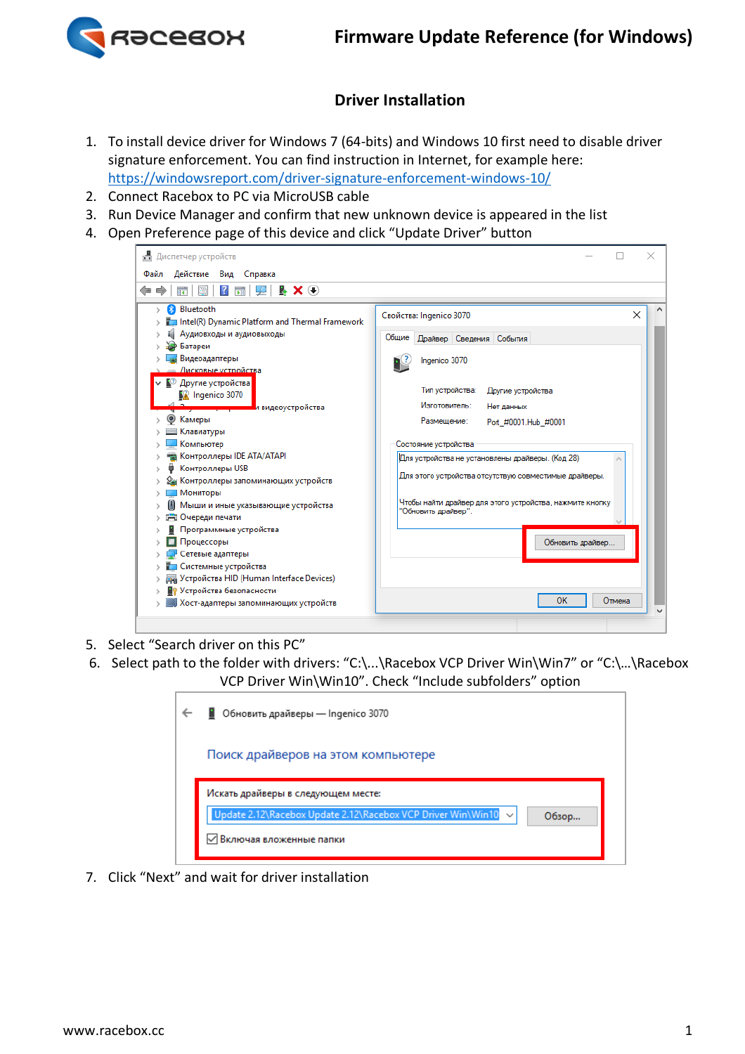## Driver Installation

1. To install device driver for Windows 7 (64-bits) and Windows 10 first need to disable driver signature enforcement. You can find instruction in Internet, for example here: https://windowsreport.com/driver-signature-enforcement-windows-10/
2. Connect Racebox to PC via MicroUSB cable
3. Run Device Manager and confirm that new unknown device is appeared in the list
4. Open Preference page of this device and click "Update Driver" button
5. Select "Search driver on this PC"
6. Select path to the folder with drivers: "C:\...\Racebox VCP Driver Win\Win7" or "C:\...\Racebox VCP Driver Win\Win10". Check "Include subfolders" option
7. Click "Next" and wait for driver installation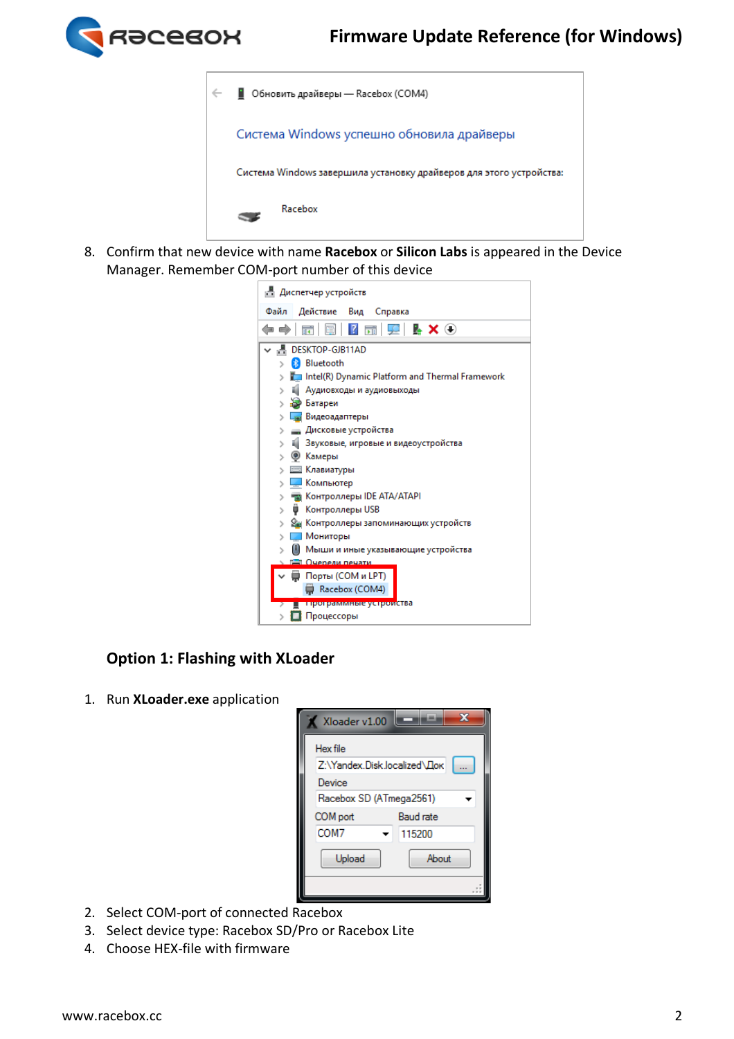8. Confirm that new device with name **Racebox** or **Silicon Labs** is appeared in the Device Manager. Remember COM-port number of this device

### Option 1: Flashing with XLoader

1. Run **XLoader.exe** application
2. Select COM-port of connected Racebox
3. Select device type: Racebox SD/Pro or Racebox Lite
4. Choose HEX-file with firmware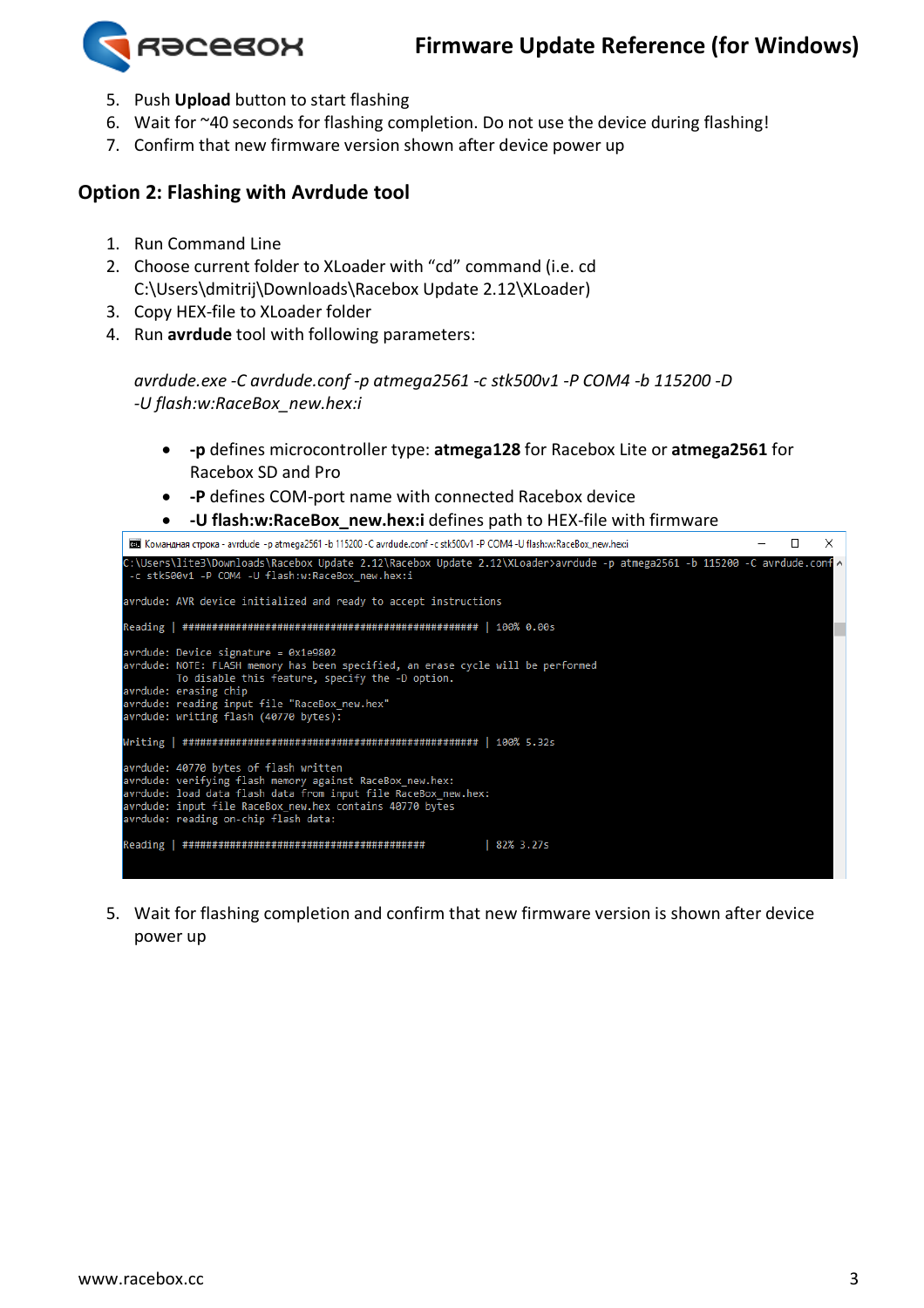5. Push **Upload** button to start flashing
6. Wait for ~40 seconds for flashing completion. Do not use the device during flashing!
7. Confirm that new firmware version shown after device power up

## Option 2: Flashing with Avrdude tool

1. Run Command Line
2. Choose current folder to XLoader with "cd" command (i.e. cd C:\Users\dmitrij\Downloads\Racebox Update 2.12\XLoader)
3. Copy HEX-file to XLoader folder
4. Run **avrdude** tool with following parameters:

   *avrdude.exe -C avrdude.conf -p atmega2561 -c stk500v1 -P COM4 -b 115200 -D -U flash:w:RaceBox_new.hex:i*

   - **-p** defines microcontroller type: **atmega128** for Racebox Lite or **atmega2561** for Racebox SD and Pro
   - **-P** defines COM-port name with connected Racebox device
   - **-U flash:w:RaceBox_new.hex:i** defines path to HEX-file with firmware

```
Командная строка - avrdude -p atmega2561 -b 115200 -C avrdude.conf -c stk500v1 -P COM4 -U flash:w:RaceBox_new.hex:i

C:\Users\lite3\Downloads\Racebox Update 2.12\Racebox Update 2.12\XLoader>avrdude -p atmega2561 -b 115200 -C avrdude.conf
 -c stk500v1 -P COM4 -U flash:w:RaceBox_new.hex:i

avrdude: AVR device initialized and ready to accept instructions

Reading | ################################################## | 100% 0.00s

avrdude: Device signature = 0x1e9802
avrdude: NOTE: FLASH memory has been specified, an erase cycle will be performed
         To disable this feature, specify the -D option.
avrdude: erasing chip
avrdude: reading input file "RaceBox_new.hex"
avrdude: writing flash (40770 bytes):

Writing | ################################################## | 100% 5.32s

avrdude: 40770 bytes of flash written
avrdude: verifying flash memory against RaceBox_new.hex:
avrdude: load data flash data from input file RaceBox_new.hex:
avrdude: input file RaceBox_new.hex contains 40770 bytes
avrdude: reading on-chip flash data:

Reading | #########################################          | 82% 3.27s
```

5. Wait for flashing completion and confirm that new firmware version is shown after device power up